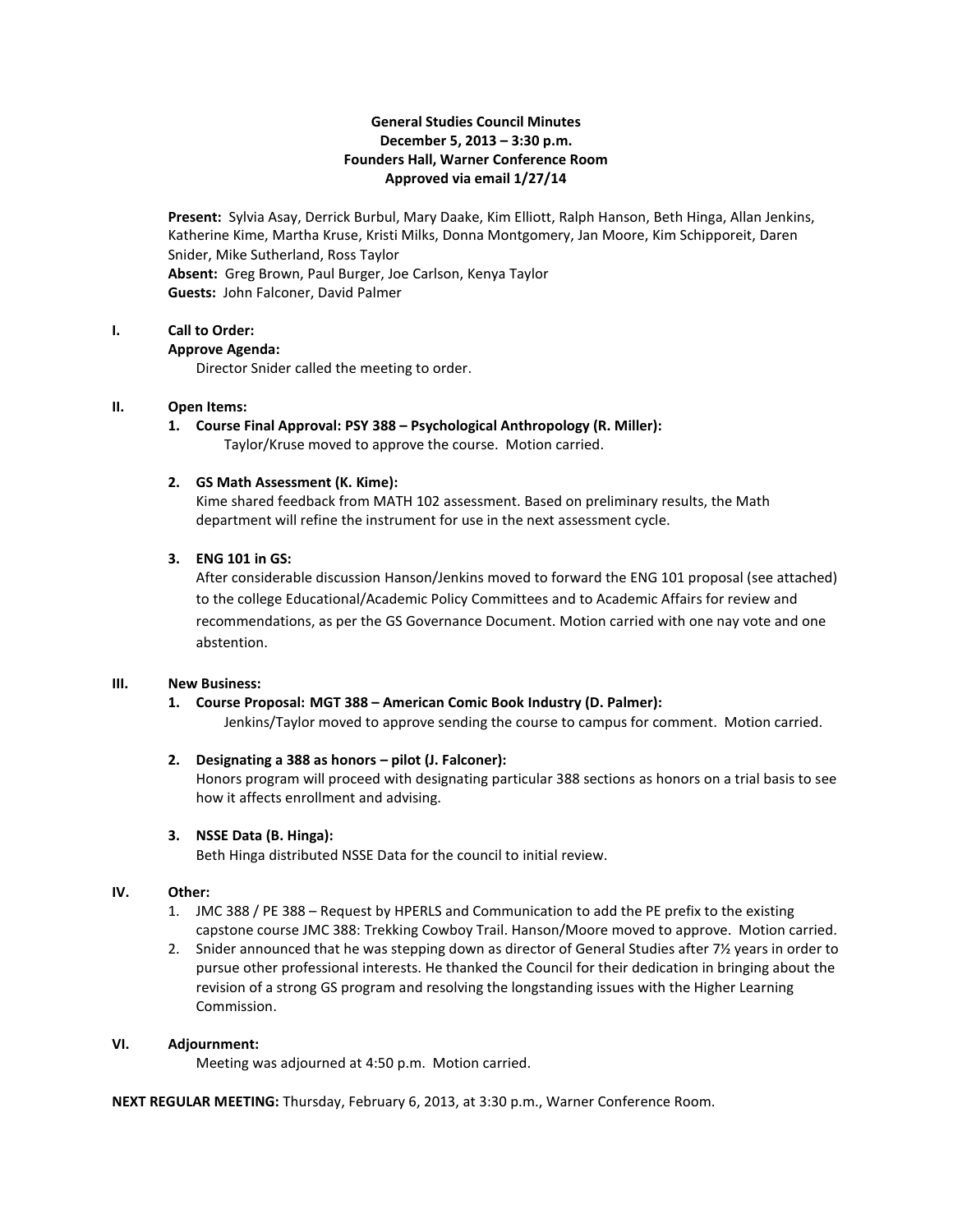**General Studies Council Minutes**
**December 5, 2013 – 3:30 p.m.**
**Founders Hall, Warner Conference Room**
**Approved via email 1/27/14**

**Present:** Sylvia Asay, Derrick Burbul, Mary Daake, Kim Elliott, Ralph Hanson, Beth Hinga, Allan Jenkins, Katherine Kime, Martha Kruse, Kristi Milks, Donna Montgomery, Jan Moore, Kim Schipporeit, Daren Snider, Mike Sutherland, Ross Taylor
**Absent:** Greg Brown, Paul Burger, Joe Carlson, Kenya Taylor
**Guests:** John Falconer, David Palmer

**I. Call to Order:**
**Approve Agenda:**
Director Snider called the meeting to order.

**II. Open Items:**

1. **Course Final Approval: PSY 388 – Psychological Anthropology (R. Miller):**
   Taylor/Kruse moved to approve the course. Motion carried.

2. **GS Math Assessment (K. Kime):**
   Kime shared feedback from MATH 102 assessment. Based on preliminary results, the Math department will refine the instrument for use in the next assessment cycle.

3. **ENG 101 in GS:**
   After considerable discussion Hanson/Jenkins moved to forward the ENG 101 proposal (see attached) to the college Educational/Academic Policy Committees and to Academic Affairs for review and recommendations, as per the GS Governance Document. Motion carried with one nay vote and one abstention.

**III. New Business:**

1. **Course Proposal: MGT 388 – American Comic Book Industry (D. Palmer):**
   Jenkins/Taylor moved to approve sending the course to campus for comment. Motion carried.

2. **Designating a 388 as honors – pilot (J. Falconer):**
   Honors program will proceed with designating particular 388 sections as honors on a trial basis to see how it affects enrollment and advising.

3. **NSSE Data (B. Hinga):**
   Beth Hinga distributed NSSE Data for the council to initial review.

**IV. Other:**

1. JMC 388 / PE 388 – Request by HPERLS and Communication to add the PE prefix to the existing capstone course JMC 388: Trekking Cowboy Trail. Hanson/Moore moved to approve. Motion carried.
2. Snider announced that he was stepping down as director of General Studies after 7½ years in order to pursue other professional interests. He thanked the Council for their dedication in bringing about the revision of a strong GS program and resolving the longstanding issues with the Higher Learning Commission.

**VI. Adjournment:**
Meeting was adjourned at 4:50 p.m. Motion carried.

**NEXT REGULAR MEETING:** Thursday, February 6, 2013, at 3:30 p.m., Warner Conference Room.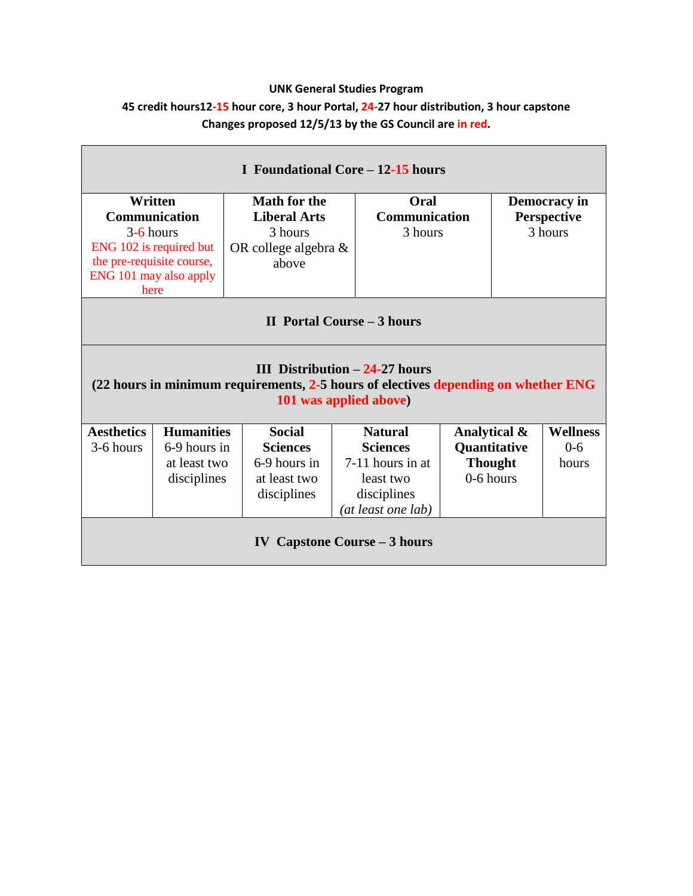**UNK General Studies Program**

**45 credit hours12-15 hour core, 3 hour Portal, 24-27 hour distribution, 3 hour capstone**

**Changes proposed 12/5/13 by the GS Council are in red.**

| **I Foundational Core – 12-15 hours** | | | |
|---|---|---|---|
| **Written Communication** 3-6 hours ENG 102 is required but the pre-requisite course, ENG 101 may also apply here | **Math for the Liberal Arts** 3 hours OR college algebra & above | **Oral Communication** 3 hours | **Democracy in Perspective** 3 hours |

**II Portal Course – 3 hours**

| **III Distribution – 24-27 hours (22 hours in minimum requirements, 2-5 hours of electives depending on whether ENG 101 was applied above)** | | | | | |
|---|---|---|---|---|---|
| **Aesthetics** 3-6 hours | **Humanities** 6-9 hours in at least two disciplines | **Social Sciences** 6-9 hours in at least two disciplines | **Natural Sciences** 7-11 hours in at least two disciplines *(at least one lab)* | **Analytical & Quantitative Thought** 0-6 hours | **Wellness** 0-6 hours |

**IV Capstone Course – 3 hours**